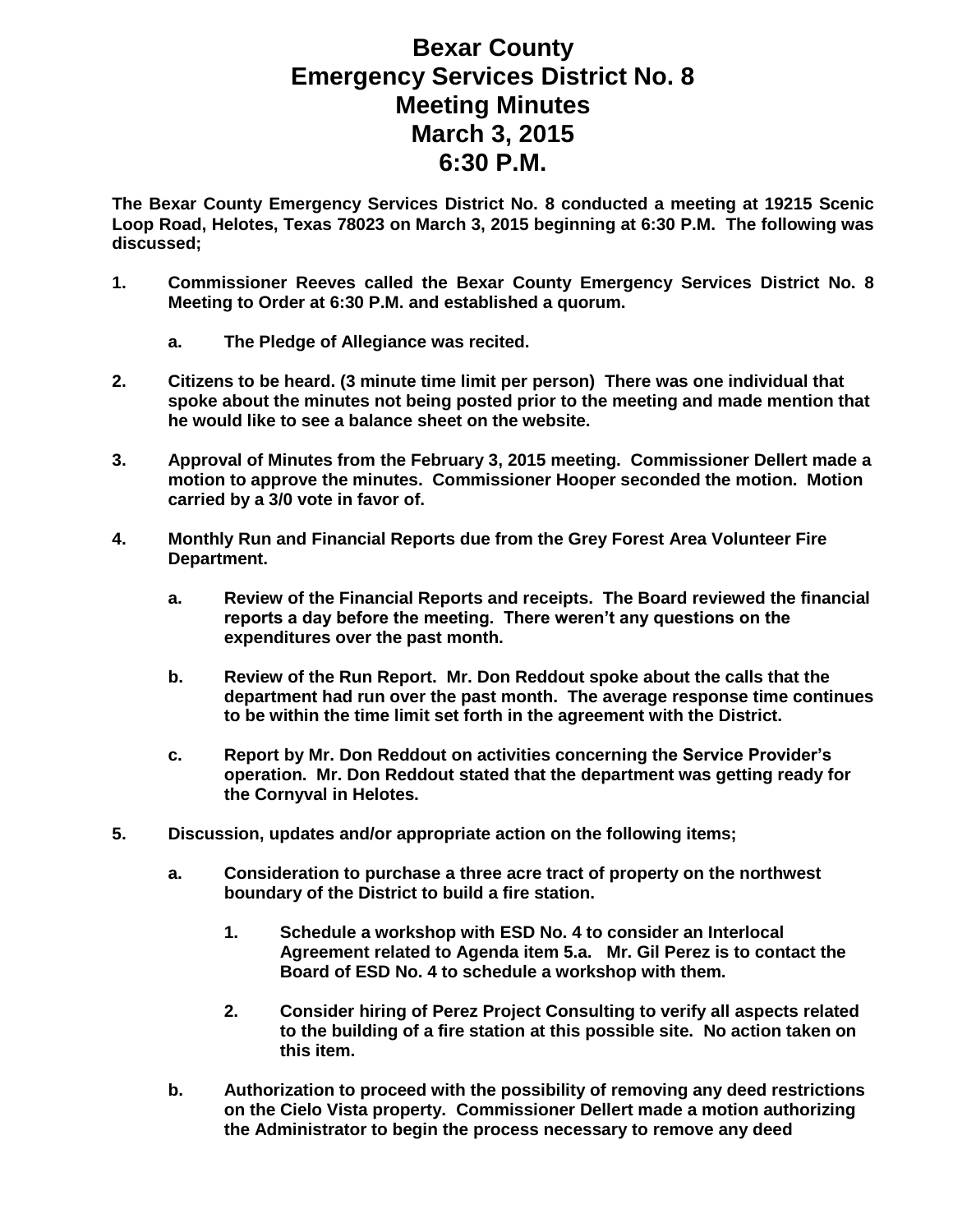# Bexar County
# Emergency Services District No. 8
# Meeting Minutes
# March 3, 2015
# 6:30 P.M.

**The Bexar County Emergency Services District No. 8 conducted a meeting at 19215 Scenic Loop Road, Helotes, Texas 78023 on March 3, 2015 beginning at 6:30 P.M. The following was discussed;**

1. **Commissioner Reeves called the Bexar County Emergency Services District No. 8 Meeting to Order at 6:30 P.M. and established a quorum.**

    a. **The Pledge of Allegiance was recited.**

2. **Citizens to be heard. (3 minute time limit per person) There was one individual that spoke about the minutes not being posted prior to the meeting and made mention that he would like to see a balance sheet on the website.**

3. **Approval of Minutes from the February 3, 2015 meeting. Commissioner Dellert made a motion to approve the minutes. Commissioner Hooper seconded the motion. Motion carried by a 3/0 vote in favor of.**

4. **Monthly Run and Financial Reports due from the Grey Forest Area Volunteer Fire Department.**

    a. **Review of the Financial Reports and receipts. The Board reviewed the financial reports a day before the meeting. There weren't any questions on the expenditures over the past month.**

    b. **Review of the Run Report. Mr. Don Reddout spoke about the calls that the department had run over the past month. The average response time continues to be within the time limit set forth in the agreement with the District.**

    c. **Report by Mr. Don Reddout on activities concerning the Service Provider's operation. Mr. Don Reddout stated that the department was getting ready for the Cornyval in Helotes.**

5. **Discussion, updates and/or appropriate action on the following items;**

    a. **Consideration to purchase a three acre tract of property on the northwest boundary of the District to build a fire station.**

        1. **Schedule a workshop with ESD No. 4 to consider an Interlocal Agreement related to Agenda item 5.a. Mr. Gil Perez is to contact the Board of ESD No. 4 to schedule a workshop with them.**

        2. **Consider hiring of Perez Project Consulting to verify all aspects related to the building of a fire station at this possible site. No action taken on this item.**

    b. **Authorization to proceed with the possibility of removing any deed restrictions on the Cielo Vista property. Commissioner Dellert made a motion authorizing the Administrator to begin the process necessary to remove any deed**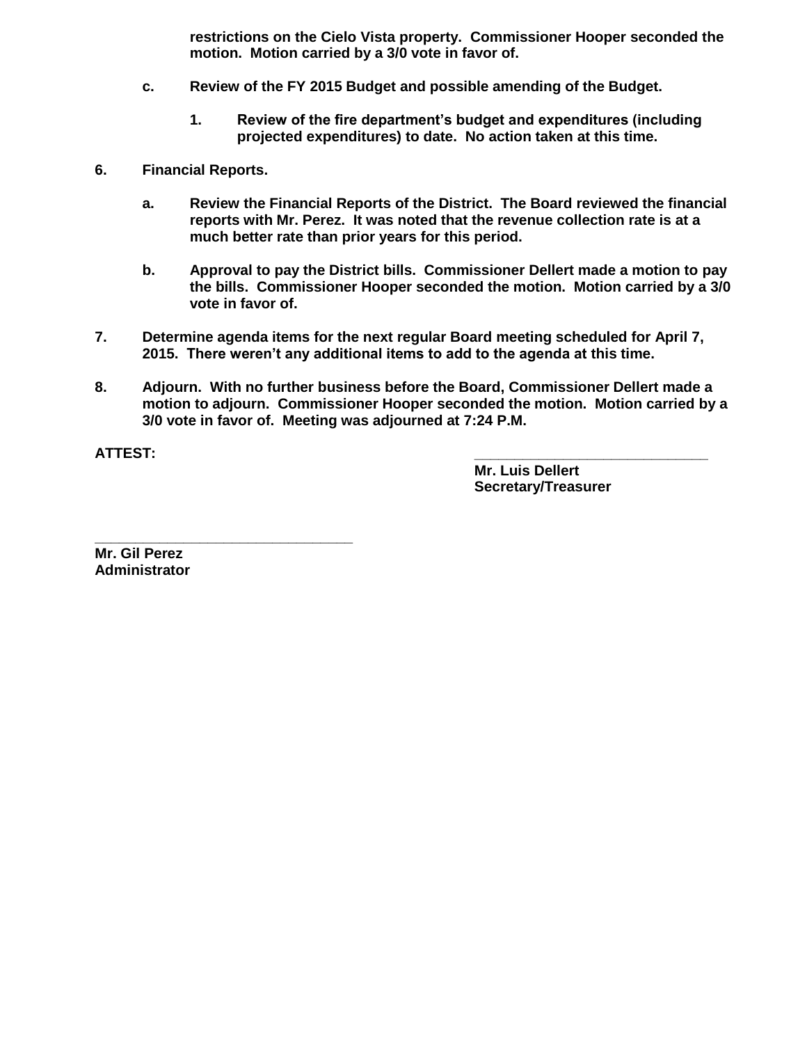**restrictions on the Cielo Vista property. Commissioner Hooper seconded the motion. Motion carried by a 3/0 vote in favor of.**

**c. Review of the FY 2015 Budget and possible amending of the Budget.**

**1. Review of the fire department's budget and expenditures (including projected expenditures) to date. No action taken at this time.**

**6. Financial Reports.**

**a. Review the Financial Reports of the District. The Board reviewed the financial reports with Mr. Perez. It was noted that the revenue collection rate is at a much better rate than prior years for this period.**

**b. Approval to pay the District bills. Commissioner Dellert made a motion to pay the bills. Commissioner Hooper seconded the motion. Motion carried by a 3/0 vote in favor of.**

**7. Determine agenda items for the next regular Board meeting scheduled for April 7, 2015. There weren't any additional items to add to the agenda at this time.**

**8. Adjourn. With no further business before the Board, Commissioner Dellert made a motion to adjourn. Commissioner Hooper seconded the motion. Motion carried by a 3/0 vote in favor of. Meeting was adjourned at 7:24 P.M.**

**ATTEST:**

_______________________________
**Mr. Luis Dellert**
**Secretary/Treasurer**

_________________________________
**Mr. Gil Perez**
**Administrator**